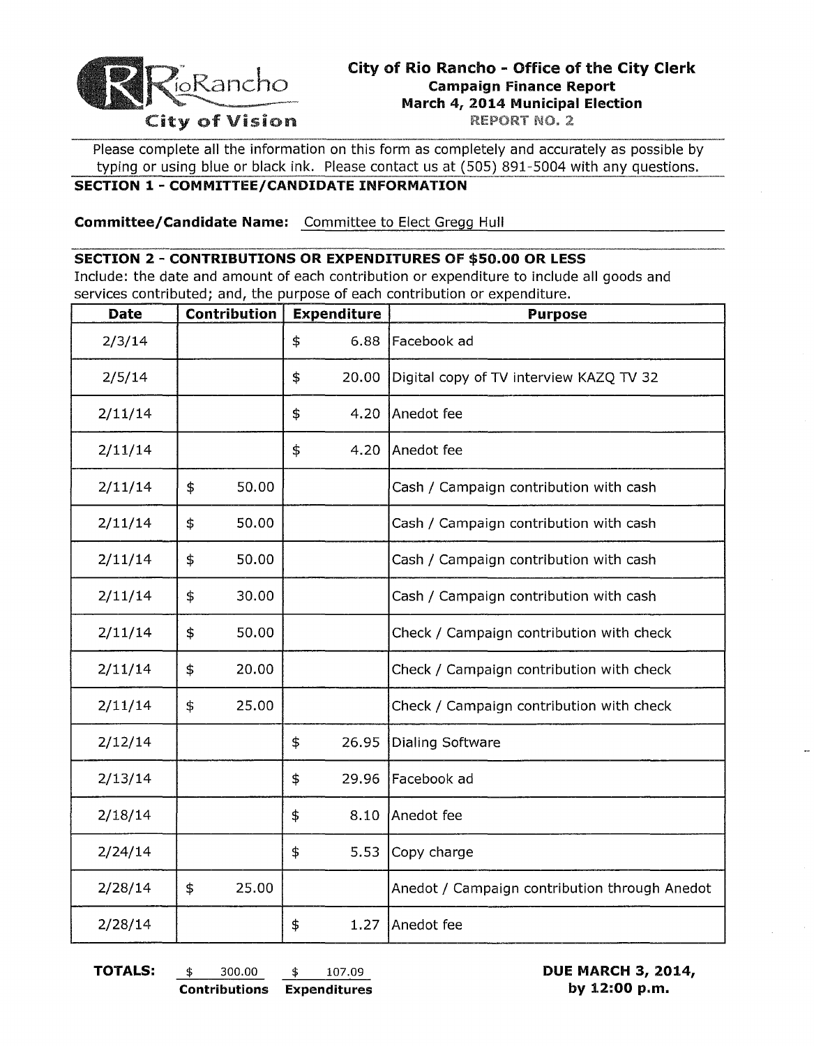RioRancho City of Vision

# City of Rio Rancho - Office of the City Clerk

**Campaign Finance Report**
**March 4, 2014 Municipal Election**
REPORT NO. 2

Please complete all the information on this form as completely and accurately as possible by typing or using blue or black ink. Please contact us at (505) 891-5004 with any questions.

## SECTION 1 - COMMITTEE/CANDIDATE INFORMATION

**Committee/Candidate Name:** Committee to Elect Gregg Hull

## SECTION 2 - CONTRIBUTIONS OR EXPENDITURES OF $50.00 OR LESS

Include: the date and amount of each contribution or expenditure to include all goods and services contributed; and, the purpose of each contribution or expenditure.

| Date | Contribution | Expenditure | Purpose |
|---|---|---|---|
| 2/3/14 | | $ 6.88 | Facebook ad |
| 2/5/14 | | $ 20.00 | Digital copy of TV interview KAZQ TV 32 |
| 2/11/14 | | $ 4.20 | Anedot fee |
| 2/11/14 | | $ 4.20 | Anedot fee |
| 2/11/14 | $ 50.00 | | Cash / Campaign contribution with cash |
| 2/11/14 | $ 50.00 | | Cash / Campaign contribution with cash |
| 2/11/14 | $ 50.00 | | Cash / Campaign contribution with cash |
| 2/11/14 | $ 30.00 | | Cash / Campaign contribution with cash |
| 2/11/14 | $ 50.00 | | Check / Campaign contribution with check |
| 2/11/14 | $ 20.00 | | Check / Campaign contribution with check |
| 2/11/14 | $ 25.00 | | Check / Campaign contribution with check |
| 2/12/14 | | $ 26.95 | Dialing Software |
| 2/13/14 | | $ 29.96 | Facebook ad |
| 2/18/14 | | $ 8.10 | Anedot fee |
| 2/24/14 | | $ 5.53 | Copy charge |
| 2/28/14 | $ 25.00 | | Anedot / Campaign contribution through Anedot |
| 2/28/14 | | $ 1.27 | Anedot fee |

**TOTALS:** $ 300.00 **Contributions** $ 107.09 **Expenditures**

**DUE MARCH 3, 2014, by 12:00 p.m.**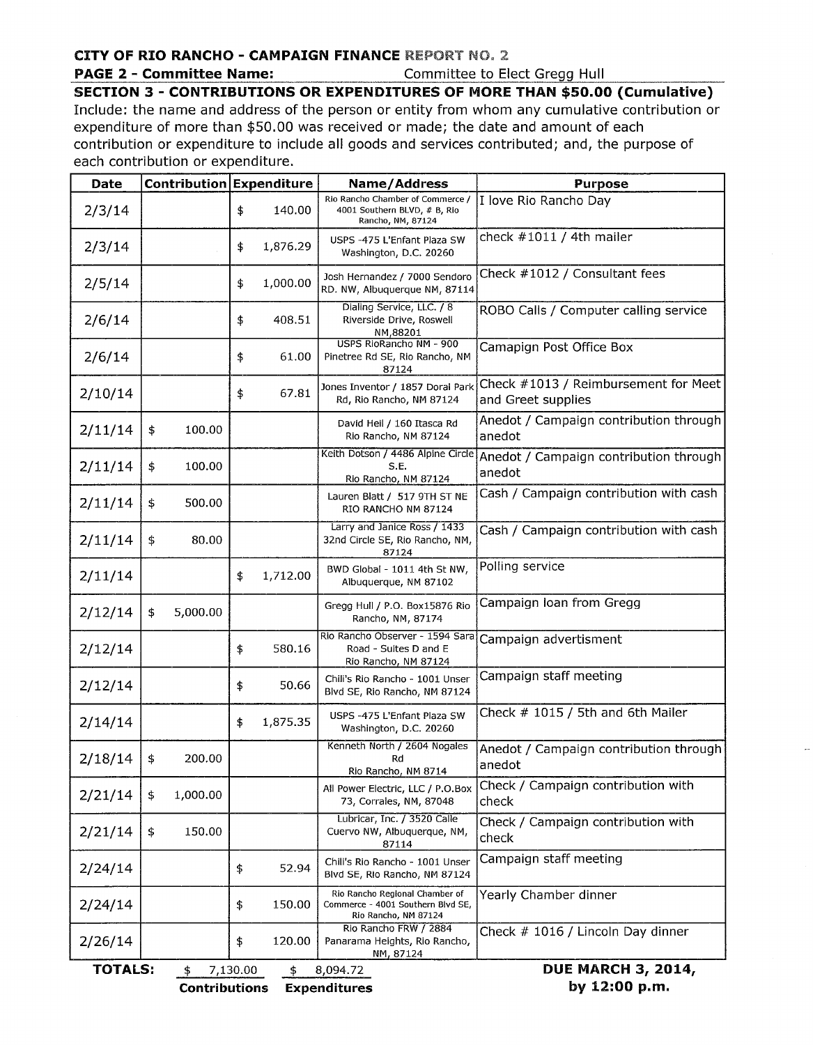**CITY OF RIO RANCHO - CAMPAIGN FINANCE REPORT NO. 2**

**PAGE 2 - Committee Name:** Committee to Elect Gregg Hull

**SECTION 3 - CONTRIBUTIONS OR EXPENDITURES OF MORE THAN $50.00 (Cumulative)**

Include: the name and address of the person or entity from whom any cumulative contribution or expenditure of more than $50.00 was received or made; the date and amount of each contribution or expenditure to include all goods and services contributed; and, the purpose of each contribution or expenditure.

| Date | Contribution | Expenditure | Name/Address | Purpose |
|---|---|---|---|---|
| 2/3/14 | | $ 140.00 | Rio Rancho Chamber of Commerce / 4001 Southern BLVD, # B, Rio Rancho, NM, 87124 | I love Rio Rancho Day |
| 2/3/14 | | $ 1,876.29 | USPS -475 L'Enfant Plaza SW Washington, D.C. 20260 | check #1011 / 4th mailer |
| 2/5/14 | | $ 1,000.00 | Josh Hernandez / 7000 Sendoro RD. NW, Albuquerque NM, 87114 | Check #1012 / Consultant fees |
| 2/6/14 | | $ 408.51 | Dialing Service, LLC. / 8 Riverside Drive, Roswell NM,88201 | ROBO Calls / Computer calling service |
| 2/6/14 | | $ 61.00 | USPS RioRancho NM - 900 Pinetree Rd SE, Rio Rancho, NM 87124 | Camapign Post Office Box |
| 2/10/14 | | $ 67.81 | Jones Inventor / 1857 Doral Park Rd, Rio Rancho, NM 87124 | Check #1013 / Reimbursement for Meet and Greet supplies |
| 2/11/14 | $ 100.00 | | David Heil / 160 Itasca Rd Rio Rancho, NM 87124 | Anedot / Campaign contribution through anedot |
| 2/11/14 | $ 100.00 | | Keith Dotson / 4486 Alpine Circle S.E. Rio Rancho, NM 87124 | Anedot / Campaign contribution through anedot |
| 2/11/14 | $ 500.00 | | Lauren Blatt / 517 9TH ST NE RIO RANCHO NM 87124 | Cash / Campaign contribution with cash |
| 2/11/14 | $ 80.00 | | Larry and Janice Ross / 1433 32nd Circle SE, Rio Rancho, NM, 87124 | Cash / Campaign contribution with cash |
| 2/11/14 | | $ 1,712.00 | BWD Global - 1011 4th St NW, Albuquerque, NM 87102 | Polling service |
| 2/12/14 | $ 5,000.00 | | Gregg Hull / P.O. Box15876 Rio Rancho, NM, 87174 | Campaign loan from Gregg |
| 2/12/14 | | $ 580.16 | Rio Rancho Observer - 1594 Sara Road - Suites D and E Rio Rancho, NM 87124 | Campaign advertisment |
| 2/12/14 | | $ 50.66 | Chili's Rio Rancho - 1001 Unser Blvd SE, Rio Rancho, NM 87124 | Campaign staff meeting |
| 2/14/14 | | $ 1,875.35 | USPS -475 L'Enfant Plaza SW Washington, D.C. 20260 | Check # 1015 / 5th and 6th Mailer |
| 2/18/14 | $ 200.00 | | Kenneth North / 2604 Nogales Rd Rio Rancho, NM 8714 | Anedot / Campaign contribution through anedot |
| 2/21/14 | $ 1,000.00 | | All Power Electric, LLC / P.O.Box 73, Corrales, NM, 87048 | Check / Campaign contribution with check |
| 2/21/14 | $ 150.00 | | Lubricar, Inc. / 3520 Calle Cuervo NW, Albuquerque, NM, 87114 | Check / Campaign contribution with check |
| 2/24/14 | | $ 52.94 | Chili's Rio Rancho - 1001 Unser Blvd SE, Rio Rancho, NM 87124 | Campaign staff meeting |
| 2/24/14 | | $ 150.00 | Rio Rancho Regional Chamber of Commerce - 4001 Southern Blvd SE, Rio Rancho, NM 87124 | Yearly Chamber dinner |
| 2/26/14 | | $ 120.00 | Rio Rancho FRW / 2884 Panarama Heights, Rio Rancho, NM, 87124 | Check # 1016 / Lincoln Day dinner |
| **TOTALS:** | $ 7,130.00 **Contributions** | $ 8,094.72 **Expenditures** | | |

**DUE MARCH 3, 2014, by 12:00 p.m.**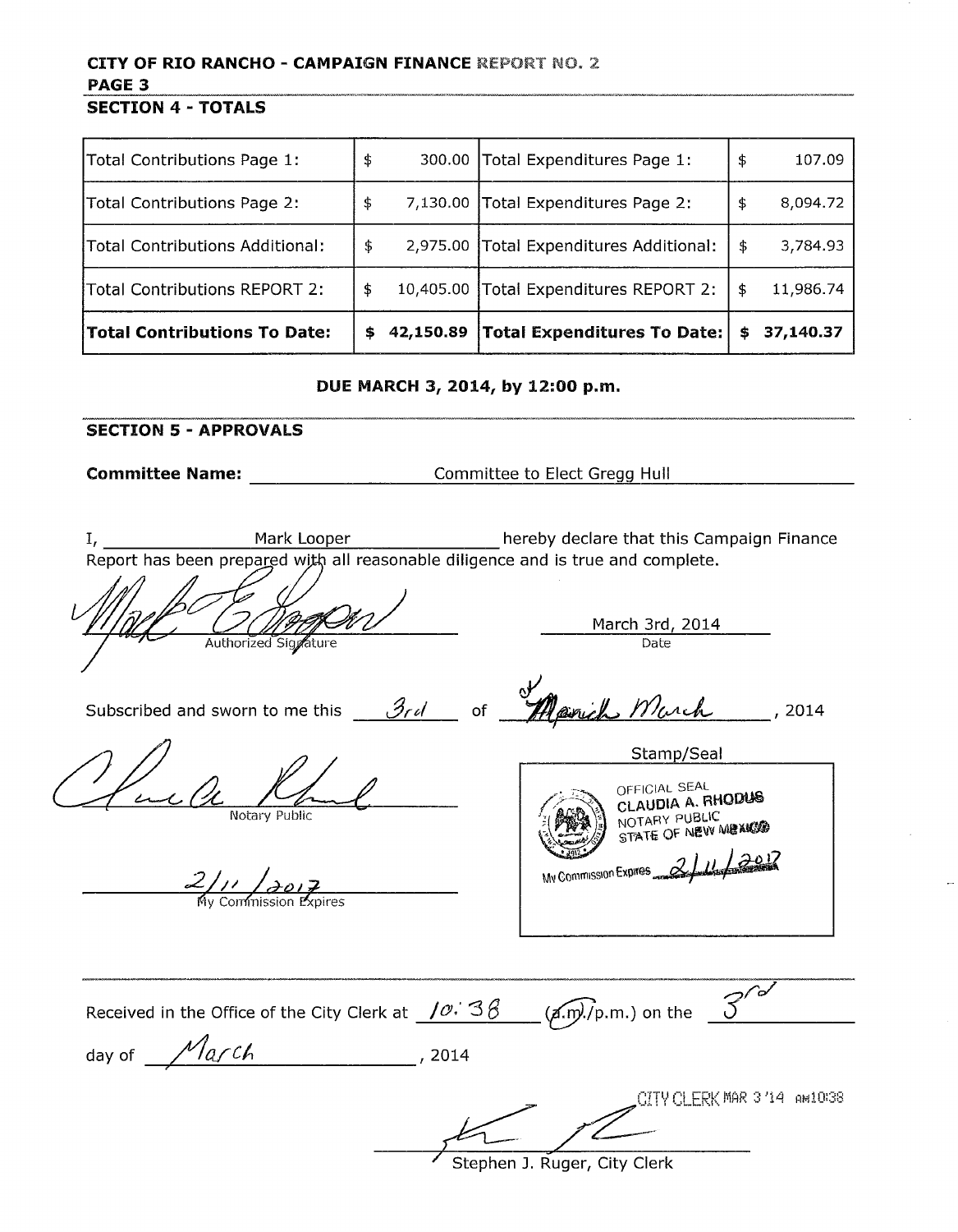**CITY OF RIO RANCHO - CAMPAIGN FINANCE REPORT NO. 2**
**PAGE 3**

## SECTION 4 - TOTALS

| | | | |
|---|---|---|---|
| Total Contributions Page 1: | $ 300.00 | Total Expenditures Page 1: | $ 107.09 |
| Total Contributions Page 2: | $ 7,130.00 | Total Expenditures Page 2: | $ 8,094.72 |
| Total Contributions Additional: | $ 2,975.00 | Total Expenditures Additional: | $ 3,784.93 |
| Total Contributions REPORT 2: | $ 10,405.00 | Total Expenditures REPORT 2: | $ 11,986.74 |
| **Total Contributions To Date:** | **$ 42,150.89** | **Total Expenditures To Date:** | **$ 37,140.37** |

**DUE MARCH 3, 2014, by 12:00 p.m.**

## SECTION 5 - APPROVALS

**Committee Name:** Committee to Elect Gregg Hull

I, Mark Looper hereby declare that this Campaign Finance Report has been prepared with all reasonable diligence and is true and complete.

[Signature]
Authorized Signature

March 3rd, 2014
Date

Subscribed and sworn to me this 3rd of ~~March~~ March, 2014

[Signature]
Notary Public

2/11/2017
My Commission Expires

Stamp/Seal

OFFICIAL SEAL
CLAUDIA A. RHODUS
NOTARY PUBLIC
STATE OF NEW MEXICO
My Commission Expires 2/11/2017

Received in the Office of the City Clerk at 10:38 (a.m./p.m.) on the 3rd day of March, 2014

CITY CLERK MAR 3 '14 AM10:38

[Signature]
Stephen J. Ruger, City Clerk